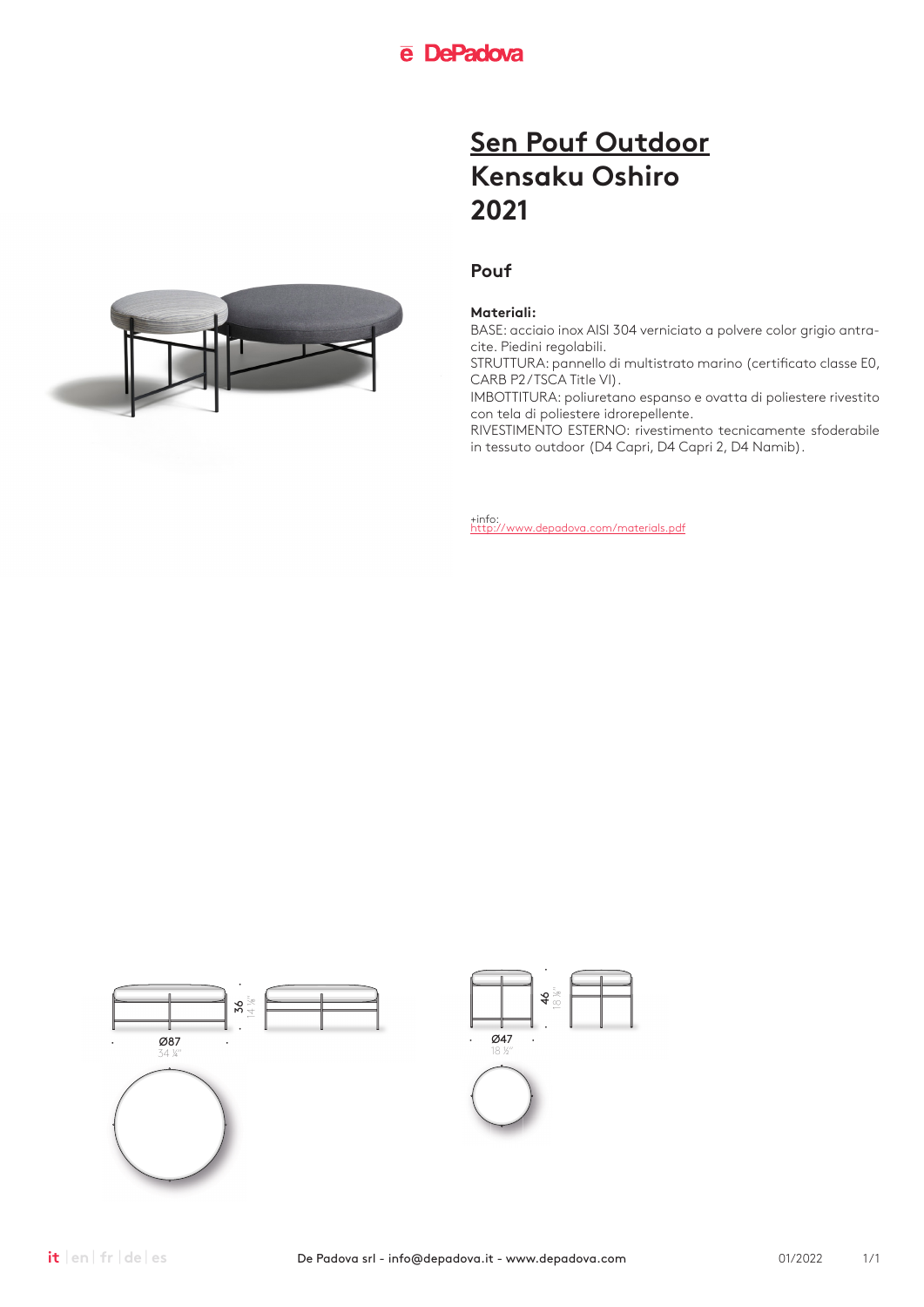# Sen Pouf Outdoor
# Kensaku Oshiro
# 2021

## Pouf

**Materiali:**

BASE: acciaio inox AISI 304 verniciato a polvere color grigio antracite. Piedini regolabili.
STRUTTURA: pannello di multistrato marino (certificato classe E0, CARB P2/TSCA Title VI).
IMBOTTITURA: poliuretano espanso e ovatta di poliestere rivestito con tela di poliestere idrorepellente.
RIVESTIMENTO ESTERNO: rivestimento tecnicamente sfoderabile in tessuto outdoor (D4 Capri, D4 Capri 2, D4 Namib).

+info:
http://www.depadova.com/materials.pdf

36
14 ⅛"

Ø87
34 ¼"

46
18 ⅛"

Ø47
18 ½"

De Padova srl - info@depadova.it - www.depadova.com

01/2022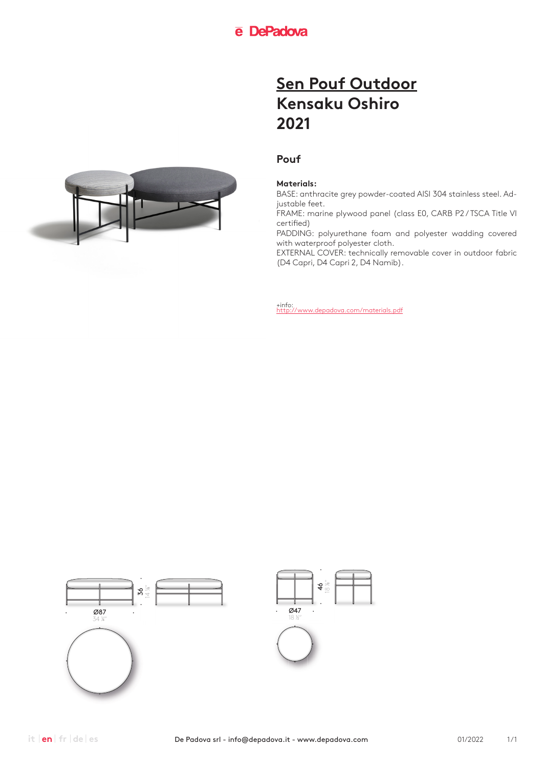# Sen Pouf Outdoor
## Kensaku Oshiro
## 2021

### Pouf

**Materials:**

BASE: anthracite grey powder-coated AISI 304 stainless steel. Adjustable feet.
FRAME: marine plywood panel (class E0, CARB P2 / TSCA Title VI certified)
PADDING: polyurethane foam and polyester wadding covered with waterproof polyester cloth.
EXTERNAL COVER: technically removable cover in outdoor fabric (D4 Capri, D4 Capri 2, D4 Namib).

+info:
http://www.depadova.com/materials.pdf

36
14 ⅛"

Ø87
34 ¼"

46
18 ⅛"

Ø47
18 ½"

De Padova srl - info@depadova.it - www.depadova.com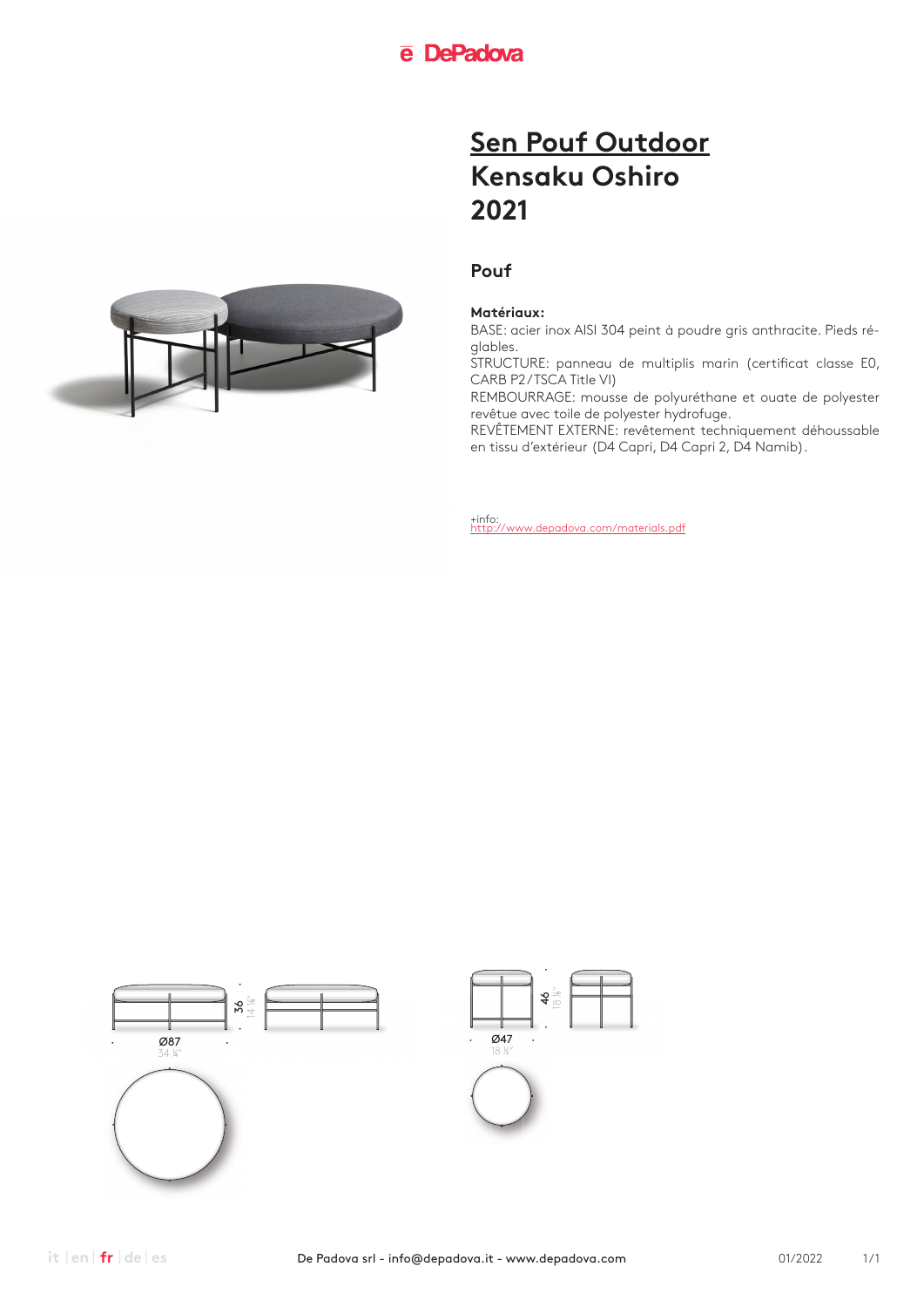# Sen Pouf Outdoor
# Kensaku Oshiro
# 2021

## Pouf

**Matériaux:**

BASE: acier inox AISI 304 peint à poudre gris anthracite. Pieds réglables.
STRUCTURE: panneau de multiplis marin (certificat classe E0, CARB P2/TSCA Title VI)
REMBOURRAGE: mousse de polyuréthane et ouate de polyester revêtue avec toile de polyester hydrofuge.
REVÊTEMENT EXTERNE: revêtement techniquement déhoussable en tissu d'extérieur (D4 Capri, D4 Capri 2, D4 Namib).

+info:
http://www.depadova.com/materials.pdf

36
14 ⅛"

Ø87
34 ¼"

46
18 ⅛"

Ø47
18 ½"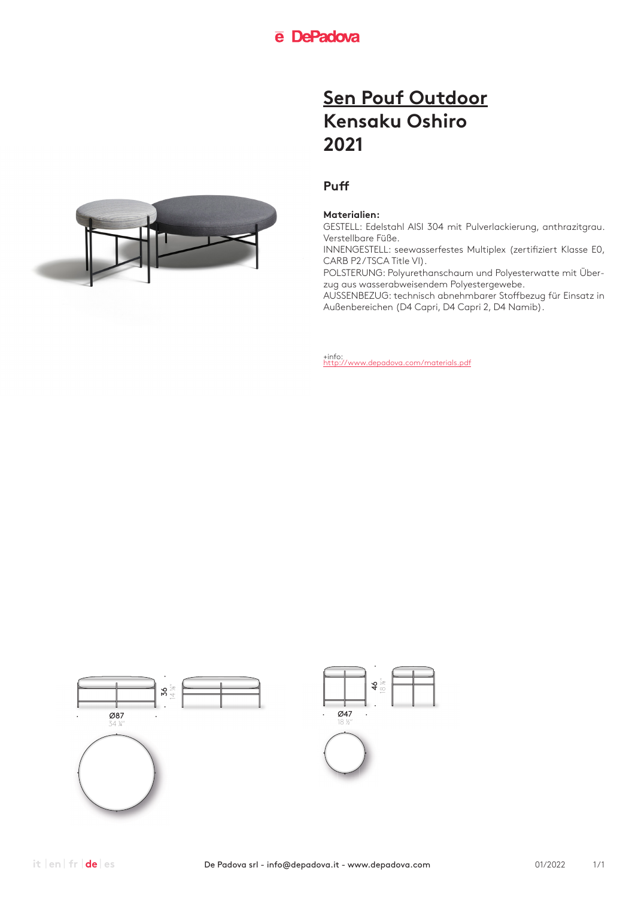# Sen Pouf Outdoor
# Kensaku Oshiro
# 2021

## Puff

**Materialien:**

GESTELL: Edelstahl AISI 304 mit Pulverlackierung, anthrazitgrau. Verstellbare Füße.
INNENGESTELL: seewasserfestes Multiplex (zertifiziert Klasse E0, CARB P2/TSCA Title VI).
POLSTERUNG: Polyurethanschaum und Polyesterwatte mit Überzug aus wasserabweisendem Polyestergewebe.
AUSSENBEZUG: technisch abnehmbarer Stoffbezug für Einsatz in Außenbereichen (D4 Capri, D4 Capri 2, D4 Namib).

+info:
http://www.depadova.com/materials.pdf

36
14 ⅛"

Ø87
34 ¼"

46
18 ⅛"

Ø47
18 ½"

it | en | fr | de | es

De Padova srl - info@depadova.it - www.depadova.com

01/2022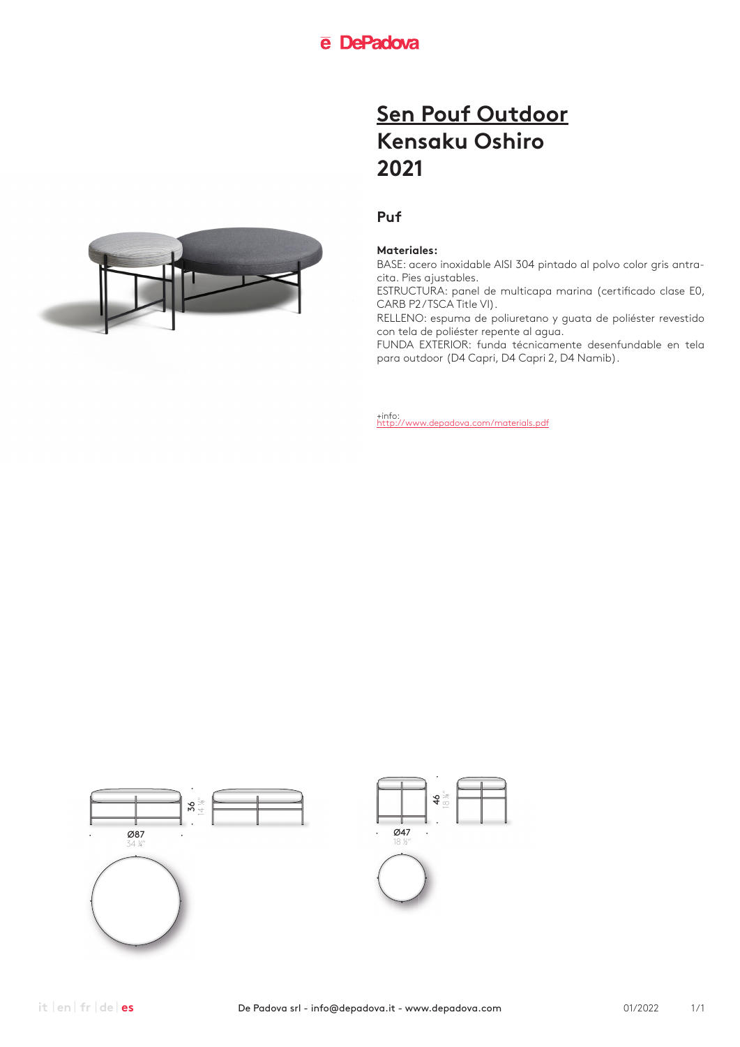# Sen Pouf Outdoor
# Kensaku Oshiro
# 2021

## Puf

**Materiales:**

BASE: acero inoxidable AISI 304 pintado al polvo color gris antracita. Pies ajustables.

ESTRUCTURA: panel de multicapa marina (certificado clase E0, CARB P2/TSCA Title VI).

RELLENO: espuma de poliuretano y guata de poliéster revestido con tela de poliéster repente al agua.

FUNDA EXTERIOR: funda técnicamente desenfundable en tela para outdoor (D4 Capri, D4 Capri 2, D4 Namib).

+info:
http://www.depadova.com/materials.pdf

36
14 ⅛"

Ø87
34 ¼"

46
18 ⅛"

Ø47
18 ½"